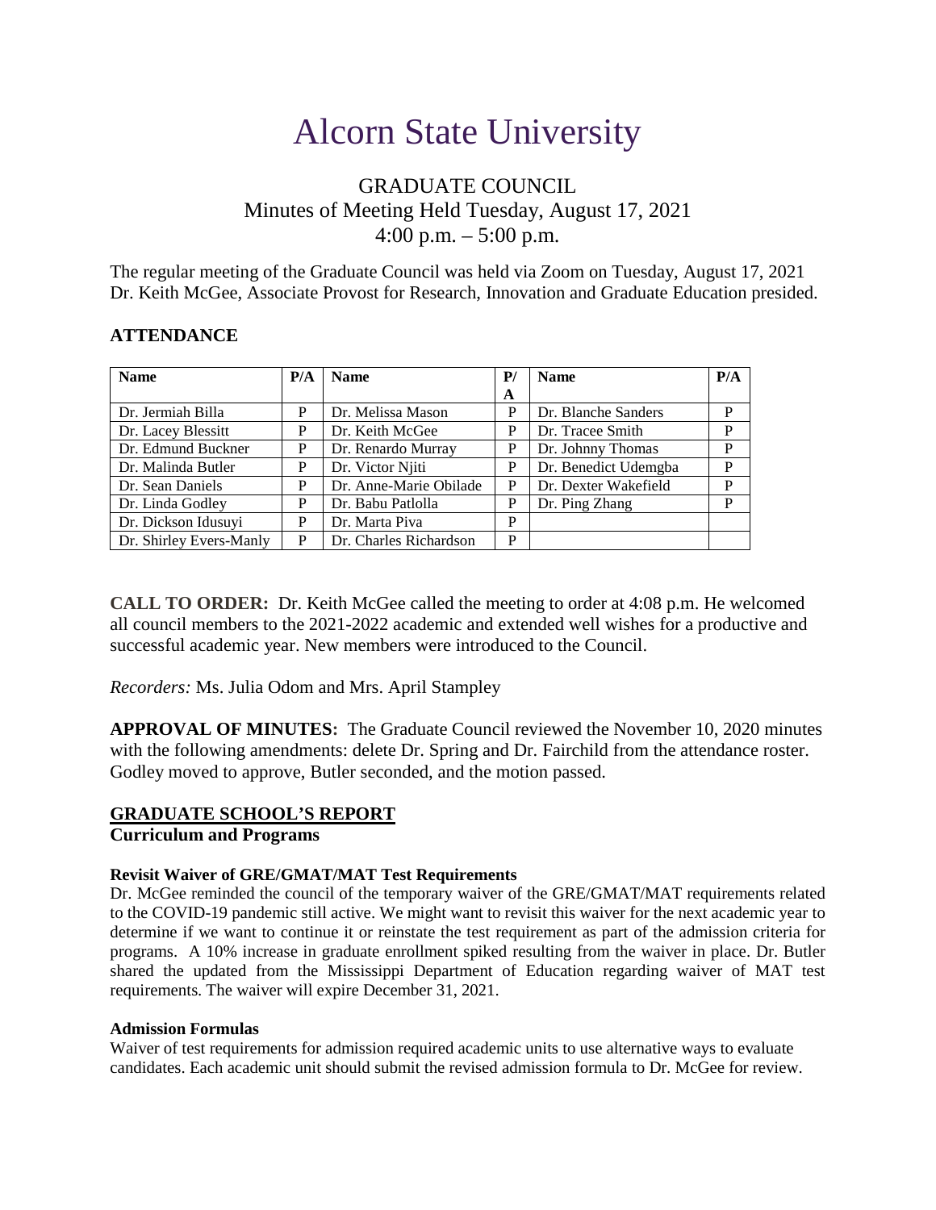# Alcorn State University

## GRADUATE COUNCIL
## Minutes of Meeting Held Tuesday, August 17, 2021
## 4:00 p.m. – 5:00 p.m.

The regular meeting of the Graduate Council was held via Zoom on Tuesday, August 17, 2021 Dr. Keith McGee, Associate Provost for Research, Innovation and Graduate Education presided.

### ATTENDANCE

| Name | P/A | Name | P/A | Name | P/A |
|---|---|---|---|---|---|
| Dr. Jermiah Billa | P | Dr. Melissa Mason | P | Dr. Blanche Sanders | P |
| Dr. Lacey Blessitt | P | Dr. Keith McGee | P | Dr. Tracee Smith | P |
| Dr. Edmund Buckner | P | Dr. Renardo Murray | P | Dr. Johnny Thomas | P |
| Dr. Malinda Butler | P | Dr. Victor Njiti | P | Dr. Benedict Udemgba | P |
| Dr. Sean Daniels | P | Dr. Anne-Marie Obilade | P | Dr. Dexter Wakefield | P |
| Dr. Linda Godley | P | Dr. Babu Patlolla | P | Dr. Ping Zhang | P |
| Dr. Dickson Idusuyi | P | Dr. Marta Piva | P | | |
| Dr. Shirley Evers-Manly | P | Dr. Charles Richardson | P | | |

**CALL TO ORDER:** Dr. Keith McGee called the meeting to order at 4:08 p.m. He welcomed all council members to the 2021-2022 academic and extended well wishes for a productive and successful academic year. New members were introduced to the Council.

*Recorders:* Ms. Julia Odom and Mrs. April Stampley

**APPROVAL OF MINUTES:** The Graduate Council reviewed the November 10, 2020 minutes with the following amendments: delete Dr. Spring and Dr. Fairchild from the attendance roster. Godley moved to approve, Butler seconded, and the motion passed.

## GRADUATE SCHOOL'S REPORT

### Curriculum and Programs

#### Revisit Waiver of GRE/GMAT/MAT Test Requirements

Dr. McGee reminded the council of the temporary waiver of the GRE/GMAT/MAT requirements related to the COVID-19 pandemic still active. We might want to revisit this waiver for the next academic year to determine if we want to continue it or reinstate the test requirement as part of the admission criteria for programs. A 10% increase in graduate enrollment spiked resulting from the waiver in place. Dr. Butler shared the updated from the Mississippi Department of Education regarding waiver of MAT test requirements. The waiver will expire December 31, 2021.

#### Admission Formulas

Waiver of test requirements for admission required academic units to use alternative ways to evaluate candidates. Each academic unit should submit the revised admission formula to Dr. McGee for review.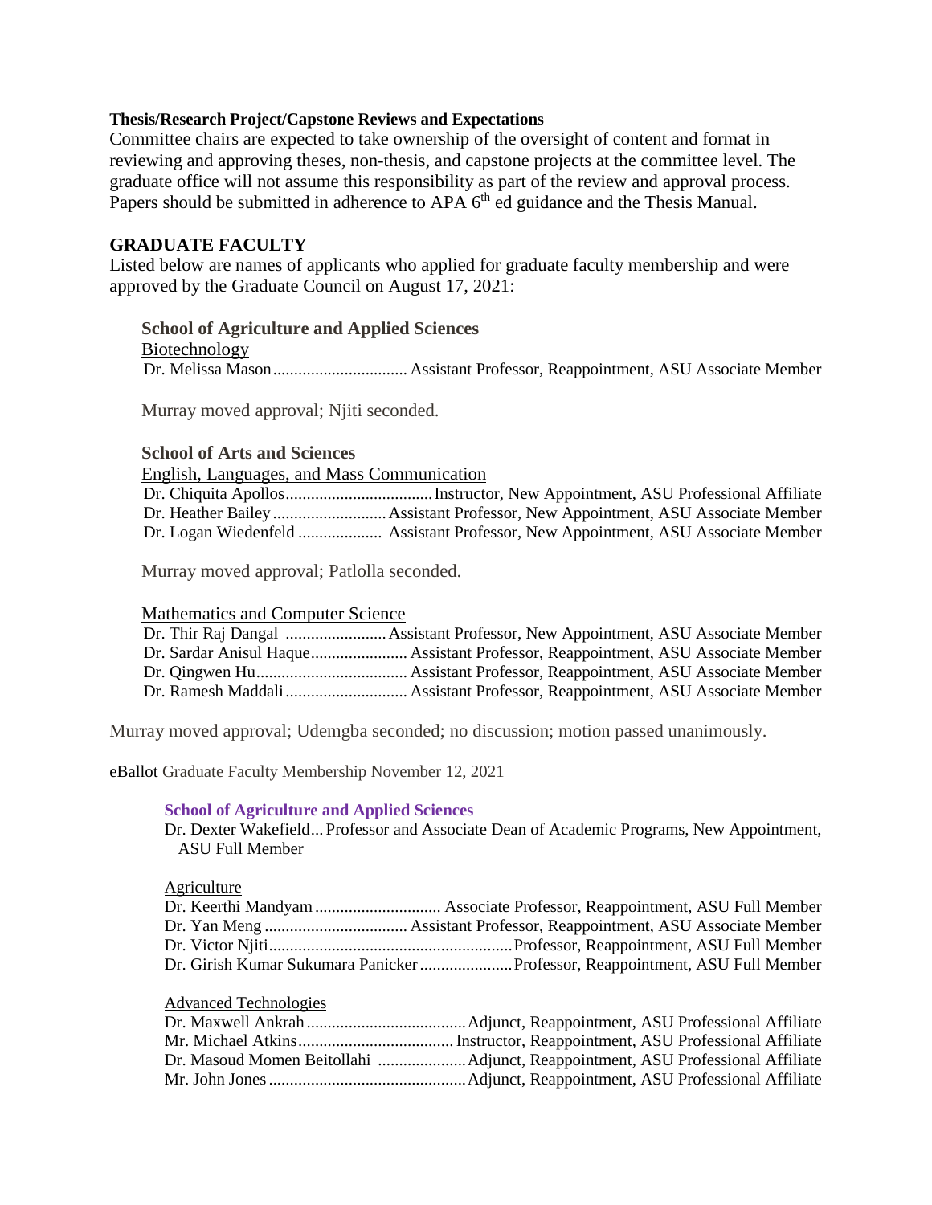**Thesis/Research Project/Capstone Reviews and Expectations**

Committee chairs are expected to take ownership of the oversight of content and format in reviewing and approving theses, non-thesis, and capstone projects at the committee level. The graduate office will not assume this responsibility as part of the review and approval process. Papers should be submitted in adherence to APA 6th ed guidance and the Thesis Manual.

## GRADUATE FACULTY

Listed below are names of applicants who applied for graduate faculty membership and were approved by the Graduate Council on August 17, 2021:

**School of Agriculture and Applied Sciences**

Biotechnology

Dr. Melissa Mason................................ Assistant Professor, Reappointment, ASU Associate Member

Murray moved approval; Njiti seconded.

**School of Arts and Sciences**

English, Languages, and Mass Communication

Dr. Chiquita Apollos...................................Instructor, New Appointment, ASU Professional Affiliate
Dr. Heather Bailey........................... Assistant Professor, New Appointment, ASU Associate Member
Dr. Logan Wiedenfeld .................... Assistant Professor, New Appointment, ASU Associate Member

Murray moved approval; Patlolla seconded.

Mathematics and Computer Science

Dr. Thir Raj Dangal ........................ Assistant Professor, New Appointment, ASU Associate Member
Dr. Sardar Anisul Haque....................... Assistant Professor, Reappointment, ASU Associate Member
Dr. Qingwen Hu.................................... Assistant Professor, Reappointment, ASU Associate Member
Dr. Ramesh Maddali............................. Assistant Professor, Reappointment, ASU Associate Member

Murray moved approval; Udemgba seconded; no discussion; motion passed unanimously.

eBallot Graduate Faculty Membership November 12, 2021

**School of Agriculture and Applied Sciences**

Dr. Dexter Wakefield... Professor and Associate Dean of Academic Programs, New Appointment, ASU Full Member

Agriculture

Dr. Keerthi Mandyam .............................. Associate Professor, Reappointment, ASU Full Member
Dr. Yan Meng .................................. Assistant Professor, Reappointment, ASU Associate Member
Dr. Victor Njiti..........................................................Professor, Reappointment, ASU Full Member
Dr. Girish Kumar Sukumara Panicker......................Professor, Reappointment, ASU Full Member

Advanced Technologies

Dr. Maxwell Ankrah......................................Adjunct, Reappointment, ASU Professional Affiliate
Mr. Michael Atkins..................................... Instructor, Reappointment, ASU Professional Affiliate
Dr. Masoud Momen Beitollahi .....................Adjunct, Reappointment, ASU Professional Affiliate
Mr. John Jones...............................................Adjunct, Reappointment, ASU Professional Affiliate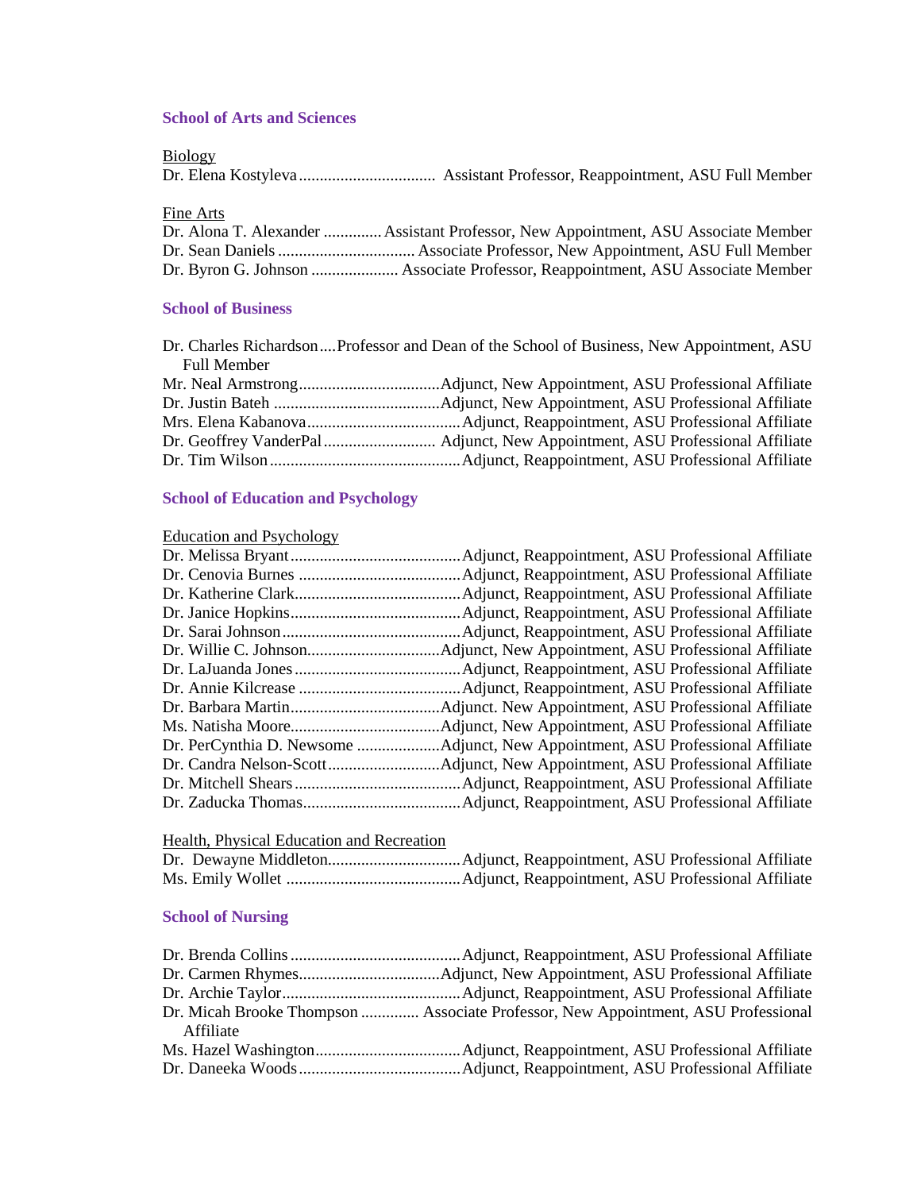### School of Arts and Sciences

Biology

Dr. Elena Kostyleva ................................ Assistant Professor, Reappointment, ASU Full Member

Fine Arts

Dr. Alona T. Alexander ............. Assistant Professor, New Appointment, ASU Associate Member
Dr. Sean Daniels ................................ Associate Professor, New Appointment, ASU Full Member
Dr. Byron G. Johnson .................... Associate Professor, Reappointment, ASU Associate Member

### School of Business

Dr. Charles Richardson....Professor and Dean of the School of Business, New Appointment, ASU Full Member
Mr. Neal Armstrong.................................Adjunct, New Appointment, ASU Professional Affiliate
Dr. Justin Bateh ........................................Adjunct, New Appointment, ASU Professional Affiliate
Mrs. Elena Kabanova....................................Adjunct, Reappointment, ASU Professional Affiliate
Dr. Geoffrey VanderPal.......................... Adjunct, New Appointment, ASU Professional Affiliate
Dr. Tim Wilson.............................................Adjunct, Reappointment, ASU Professional Affiliate

### School of Education and Psychology

Education and Psychology

Dr. Melissa Bryant........................................Adjunct, Reappointment, ASU Professional Affiliate
Dr. Cenovia Burnes .......................................Adjunct, Reappointment, ASU Professional Affiliate
Dr. Katherine Clark........................................Adjunct, Reappointment, ASU Professional Affiliate
Dr. Janice Hopkins.........................................Adjunct, Reappointment, ASU Professional Affiliate
Dr. Sarai Johnson...........................................Adjunct, Reappointment, ASU Professional Affiliate
Dr. Willie C. Johnson...............................Adjunct, New Appointment, ASU Professional Affiliate
Dr. LaJuanda Jones........................................Adjunct, Reappointment, ASU Professional Affiliate
Dr. Annie Kilcrease .......................................Adjunct, Reappointment, ASU Professional Affiliate
Dr. Barbara Martin...................................Adjunct. New Appointment, ASU Professional Affiliate
Ms. Natisha Moore...................................Adjunct, New Appointment, ASU Professional Affiliate
Dr. PerCynthia D. Newsome ....................Adjunct, New Appointment, ASU Professional Affiliate
Dr. Candra Nelson-Scott..........................Adjunct, New Appointment, ASU Professional Affiliate
Dr. Mitchell Shears........................................Adjunct, Reappointment, ASU Professional Affiliate
Dr. Zaducka Thomas......................................Adjunct, Reappointment, ASU Professional Affiliate

Health, Physical Education and Recreation

Dr. Dewayne Middleton................................Adjunct, Reappointment, ASU Professional Affiliate
Ms. Emily Wollet ..........................................Adjunct, Reappointment, ASU Professional Affiliate

### School of Nursing

Dr. Brenda Collins.........................................Adjunct, Reappointment, ASU Professional Affiliate
Dr. Carmen Rhymes.................................Adjunct, New Appointment, ASU Professional Affiliate
Dr. Archie Taylor...........................................Adjunct, Reappointment, ASU Professional Affiliate
Dr. Micah Brooke Thompson ............. Associate Professor, New Appointment, ASU Professional Affiliate
Ms. Hazel Washington..................................Adjunct, Reappointment, ASU Professional Affiliate
Dr. Daneeka Woods.......................................Adjunct, Reappointment, ASU Professional Affiliate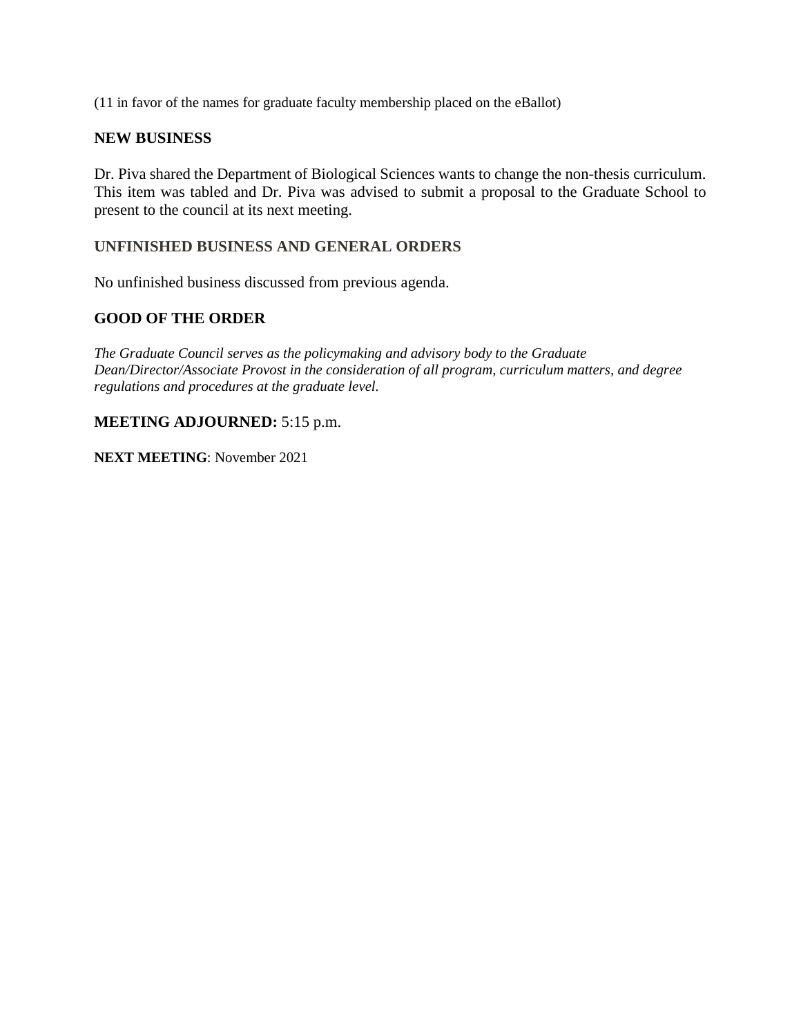(11 in favor of the names for graduate faculty membership placed on the eBallot)

**NEW BUSINESS**

Dr. Piva shared the Department of Biological Sciences wants to change the non-thesis curriculum. This item was tabled and Dr. Piva was advised to submit a proposal to the Graduate School to present to the council at its next meeting.

**UNFINISHED BUSINESS AND GENERAL ORDERS**

No unfinished business discussed from previous agenda.

**GOOD OF THE ORDER**

*The Graduate Council serves as the policymaking and advisory body to the Graduate Dean/Director/Associate Provost in the consideration of all program, curriculum matters, and degree regulations and procedures at the graduate level.*

**MEETING ADJOURNED:** 5:15 p.m.

**NEXT MEETING**: November 2021